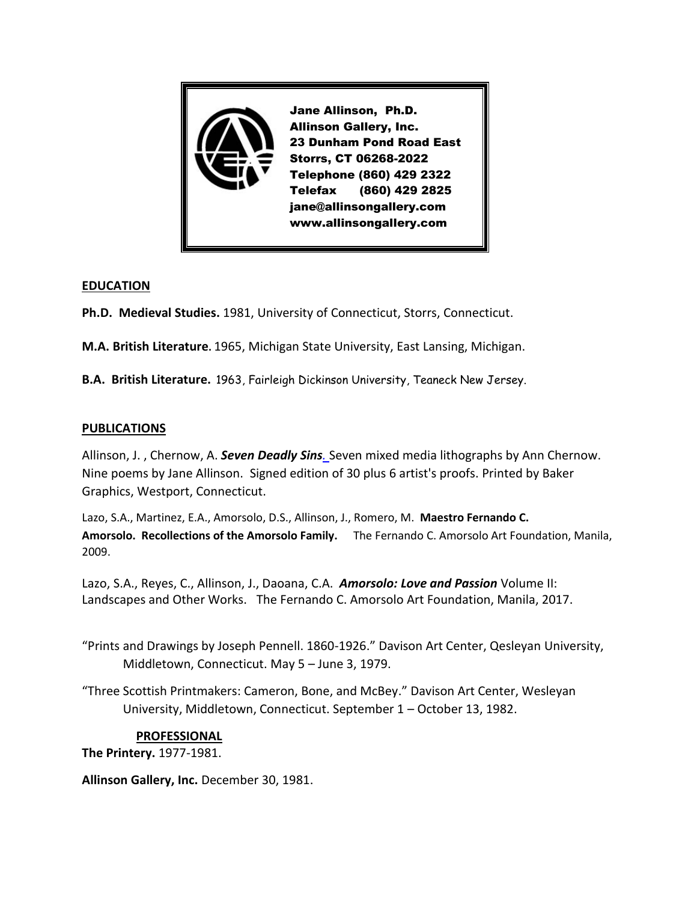Jane Allinson, Ph.D.
Allinson Gallery, Inc.
23 Dunham Pond Road East
Storrs, CT 06268-2022
Telephone (860) 429 2322
Telefax (860) 429 2825
jane@allinsongallery.com
www.allinsongallery.com

## EDUCATION

**Ph.D. Medieval Studies.** 1981, University of Connecticut, Storrs, Connecticut.

**M.A. British Literature.** 1965, Michigan State University, East Lansing, Michigan.

**B.A. British Literature.** 1963, Fairleigh Dickinson University, Teaneck New Jersey.

## PUBLICATIONS

Allinson, J. , Chernow, A. ***Seven Deadly Sins***. Seven mixed media lithographs by Ann Chernow. Nine poems by Jane Allinson. Signed edition of 30 plus 6 artist's proofs. Printed by Baker Graphics, Westport, Connecticut.

Lazo, S.A., Martinez, E.A., Amorsolo, D.S., Allinson, J., Romero, M. **Maestro Fernando C. Amorsolo. Recollections of the Amorsolo Family.** The Fernando C. Amorsolo Art Foundation, Manila, 2009.

Lazo, S.A., Reyes, C., Allinson, J., Daoana, C.A. ***Amorsolo: Love and Passion*** Volume II: Landscapes and Other Works. The Fernando C. Amorsolo Art Foundation, Manila, 2017.

"Prints and Drawings by Joseph Pennell. 1860-1926." Davison Art Center, Qesleyan University, Middletown, Connecticut. May 5 – June 3, 1979.

"Three Scottish Printmakers: Cameron, Bone, and McBey." Davison Art Center, Wesleyan University, Middletown, Connecticut. September 1 – October 13, 1982.

## PROFESSIONAL

**The Printery.** 1977-1981.

**Allinson Gallery, Inc.** December 30, 1981.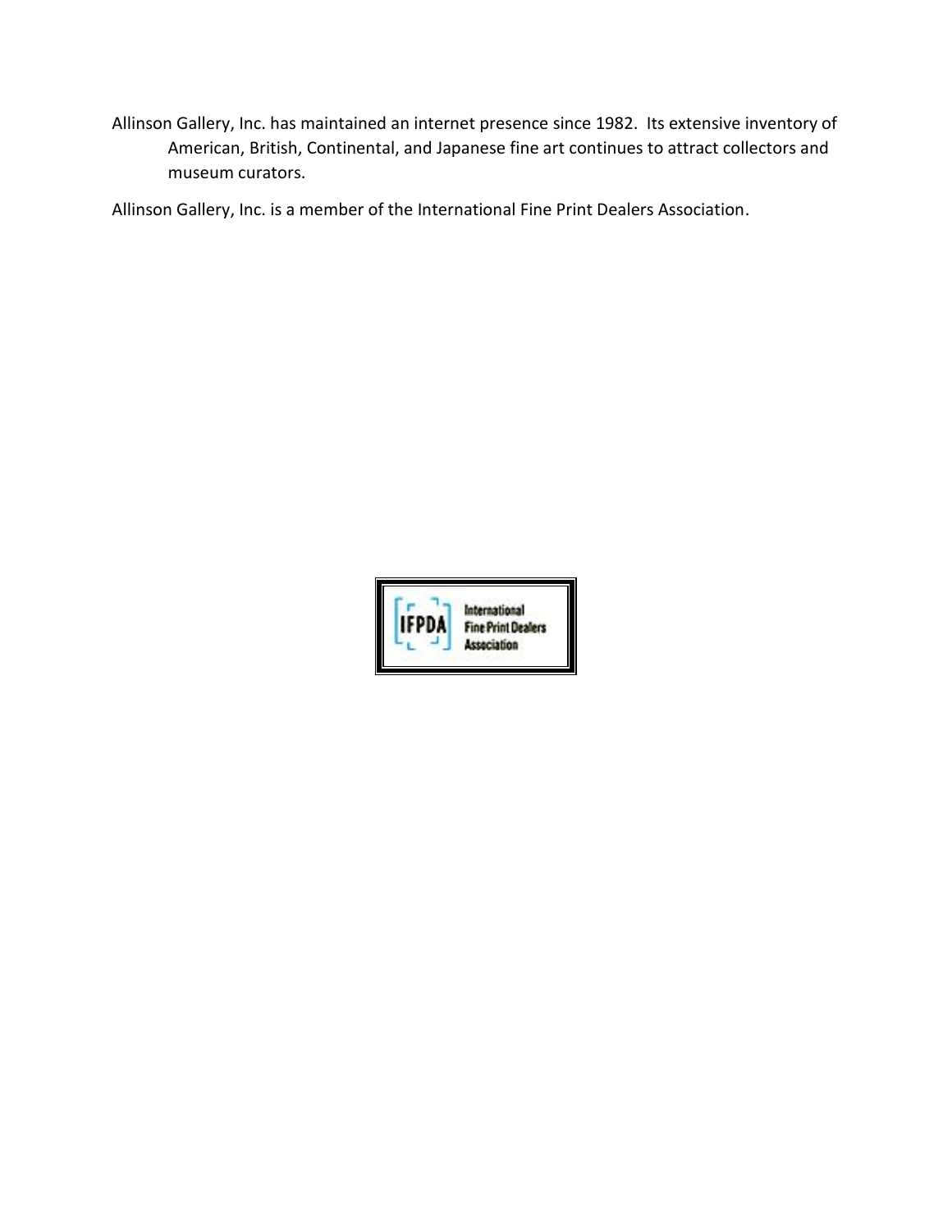Allinson Gallery, Inc. has maintained an internet presence since 1982. Its extensive inventory of American, British, Continental, and Japanese fine art continues to attract collectors and museum curators.

Allinson Gallery, Inc. is a member of the International Fine Print Dealers Association.

IFPDA International Fine Print Dealers Association